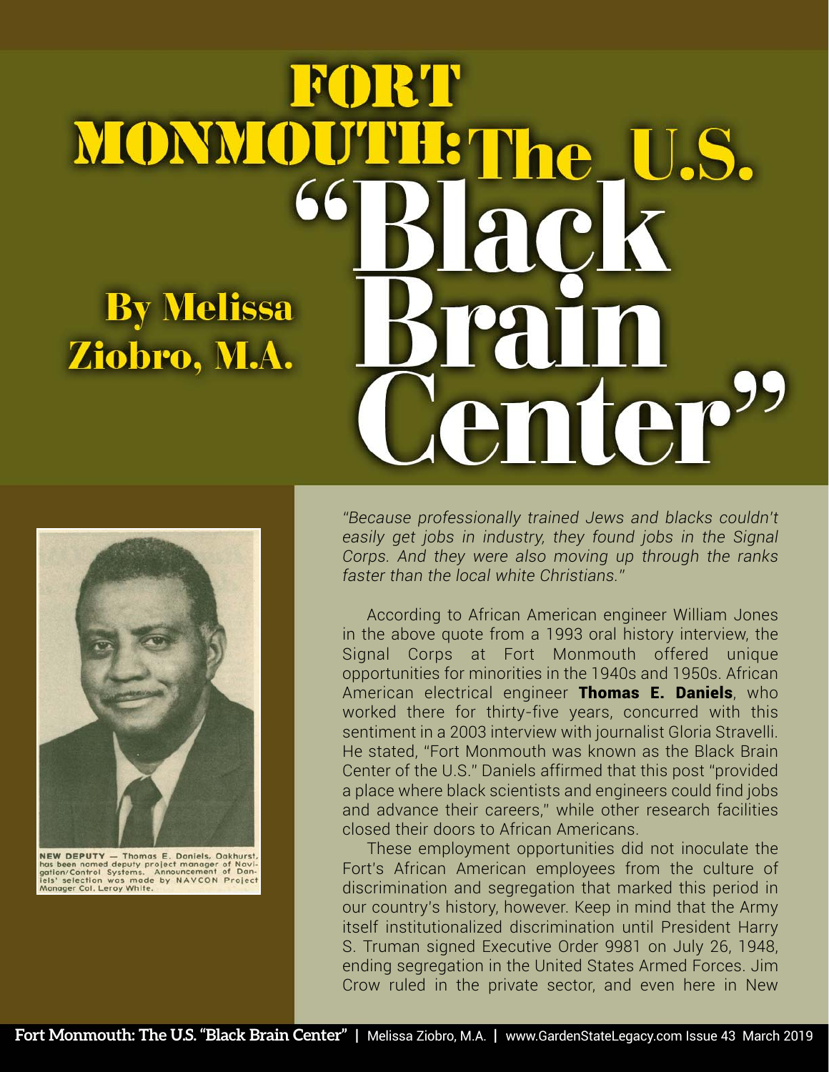# Fort Monmouth: The U.S. "Black Brain Center"

**By Melissa Ziobro, M.A.**

NEW DEPUTY — Thomas E. Daniels, Oakhurst, has been named deputy project manager of Navigation/Control Systems. Announcement of Daniels' selection was made by NAVCON Project Manager Col. Leroy White.

*"Because professionally trained Jews and blacks couldn't easily get jobs in industry, they found jobs in the Signal Corps. And they were also moving up through the ranks faster than the local white Christians."*

According to African American engineer William Jones in the above quote from a 1993 oral history interview, the Signal Corps at Fort Monmouth offered unique opportunities for minorities in the 1940s and 1950s. African American electrical engineer **Thomas E. Daniels**, who worked there for thirty-five years, concurred with this sentiment in a 2003 interview with journalist Gloria Stravelli. He stated, "Fort Monmouth was known as the Black Brain Center of the U.S." Daniels affirmed that this post "provided a place where black scientists and engineers could find jobs and advance their careers," while other research facilities closed their doors to African Americans.

These employment opportunities did not inoculate the Fort's African American employees from the culture of discrimination and segregation that marked this period in our country's history, however. Keep in mind that the Army itself institutionalized discrimination until President Harry S. Truman signed Executive Order 9981 on July 26, 1948, ending segregation in the United States Armed Forces. Jim Crow ruled in the private sector, and even here in New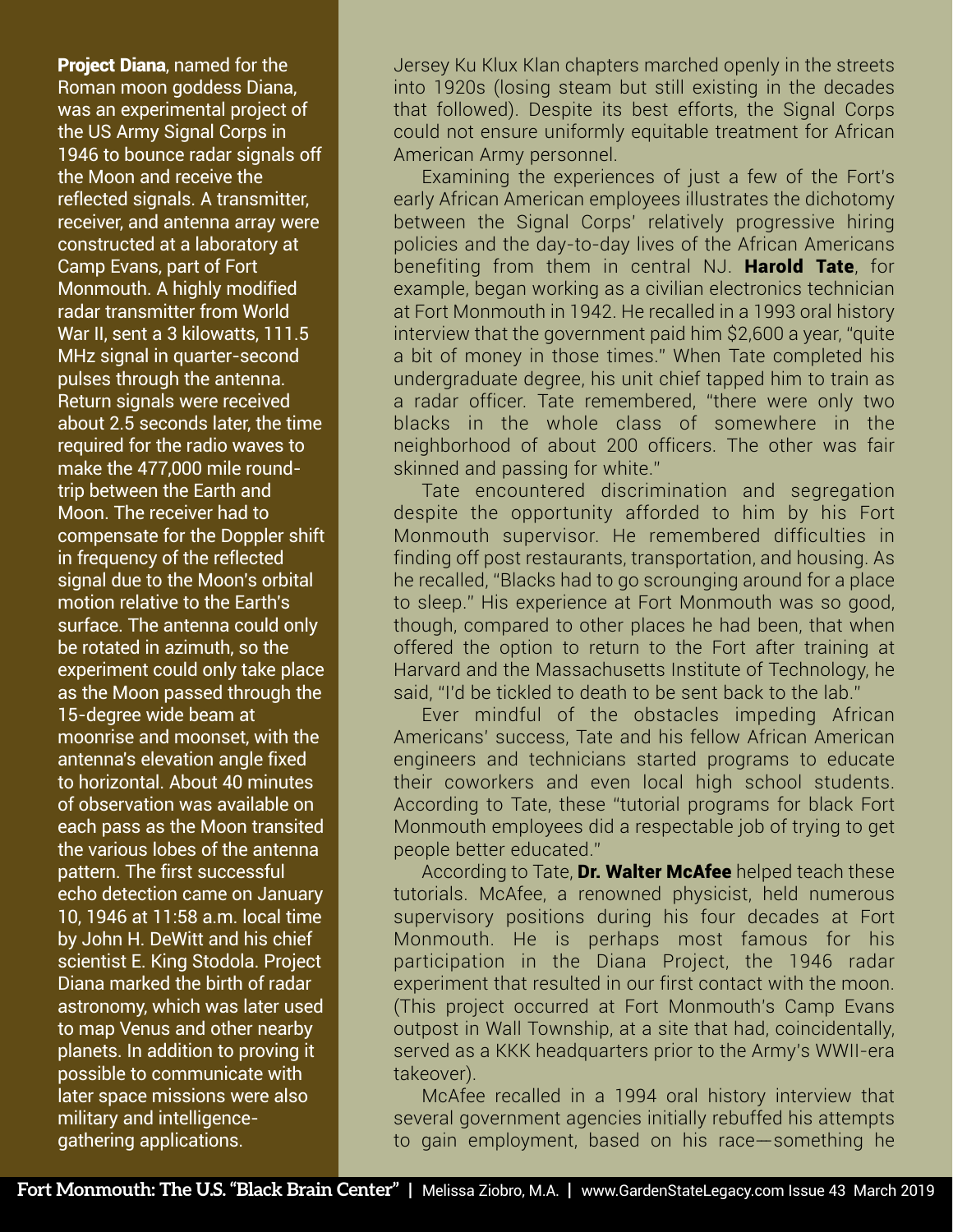**Project Diana**, named for the Roman moon goddess Diana, was an experimental project of the US Army Signal Corps in 1946 to bounce radar signals off the Moon and receive the reflected signals. A transmitter, receiver, and antenna array were constructed at a laboratory at Camp Evans, part of Fort Monmouth. A highly modified radar transmitter from World War II, sent a 3 kilowatts, 111.5 MHz signal in quarter-second pulses through the antenna. Return signals were received about 2.5 seconds later, the time required for the radio waves to make the 477,000 mile round-trip between the Earth and Moon. The receiver had to compensate for the Doppler shift in frequency of the reflected signal due to the Moon's orbital motion relative to the Earth's surface. The antenna could only be rotated in azimuth, so the experiment could only take place as the Moon passed through the 15-degree wide beam at moonrise and moonset, with the antenna's elevation angle fixed to horizontal. About 40 minutes of observation was available on each pass as the Moon transited the various lobes of the antenna pattern. The first successful echo detection came on January 10, 1946 at 11:58 a.m. local time by John H. DeWitt and his chief scientist E. King Stodola. Project Diana marked the birth of radar astronomy, which was later used to map Venus and other nearby planets. In addition to proving it possible to communicate with later space missions were also military and intelligence-gathering applications.

Jersey Ku Klux Klan chapters marched openly in the streets into 1920s (losing steam but still existing in the decades that followed). Despite its best efforts, the Signal Corps could not ensure uniformly equitable treatment for African American Army personnel.

Examining the experiences of just a few of the Fort's early African American employees illustrates the dichotomy between the Signal Corps' relatively progressive hiring policies and the day-to-day lives of the African Americans benefiting from them in central NJ. **Harold Tate**, for example, began working as a civilian electronics technician at Fort Monmouth in 1942. He recalled in a 1993 oral history interview that the government paid him $2,600 a year, "quite a bit of money in those times." When Tate completed his undergraduate degree, his unit chief tapped him to train as a radar officer. Tate remembered, "there were only two blacks in the whole class of somewhere in the neighborhood of about 200 officers. The other was fair skinned and passing for white."

Tate encountered discrimination and segregation despite the opportunity afforded to him by his Fort Monmouth supervisor. He remembered difficulties in finding off post restaurants, transportation, and housing. As he recalled, "Blacks had to go scrounging around for a place to sleep." His experience at Fort Monmouth was so good, though, compared to other places he had been, that when offered the option to return to the Fort after training at Harvard and the Massachusetts Institute of Technology, he said, "I'd be tickled to death to be sent back to the lab."

Ever mindful of the obstacles impeding African Americans' success, Tate and his fellow African American engineers and technicians started programs to educate their coworkers and even local high school students. According to Tate, these "tutorial programs for black Fort Monmouth employees did a respectable job of trying to get people better educated."

According to Tate, **Dr. Walter McAfee** helped teach these tutorials. McAfee, a renowned physicist, held numerous supervisory positions during his four decades at Fort Monmouth. He is perhaps most famous for his participation in the Diana Project, the 1946 radar experiment that resulted in our first contact with the moon. (This project occurred at Fort Monmouth's Camp Evans outpost in Wall Township, at a site that had, coincidentally, served as a KKK headquarters prior to the Army's WWII-era takeover).

McAfee recalled in a 1994 oral history interview that several government agencies initially rebuffed his attempts to gain employment, based on his race—something he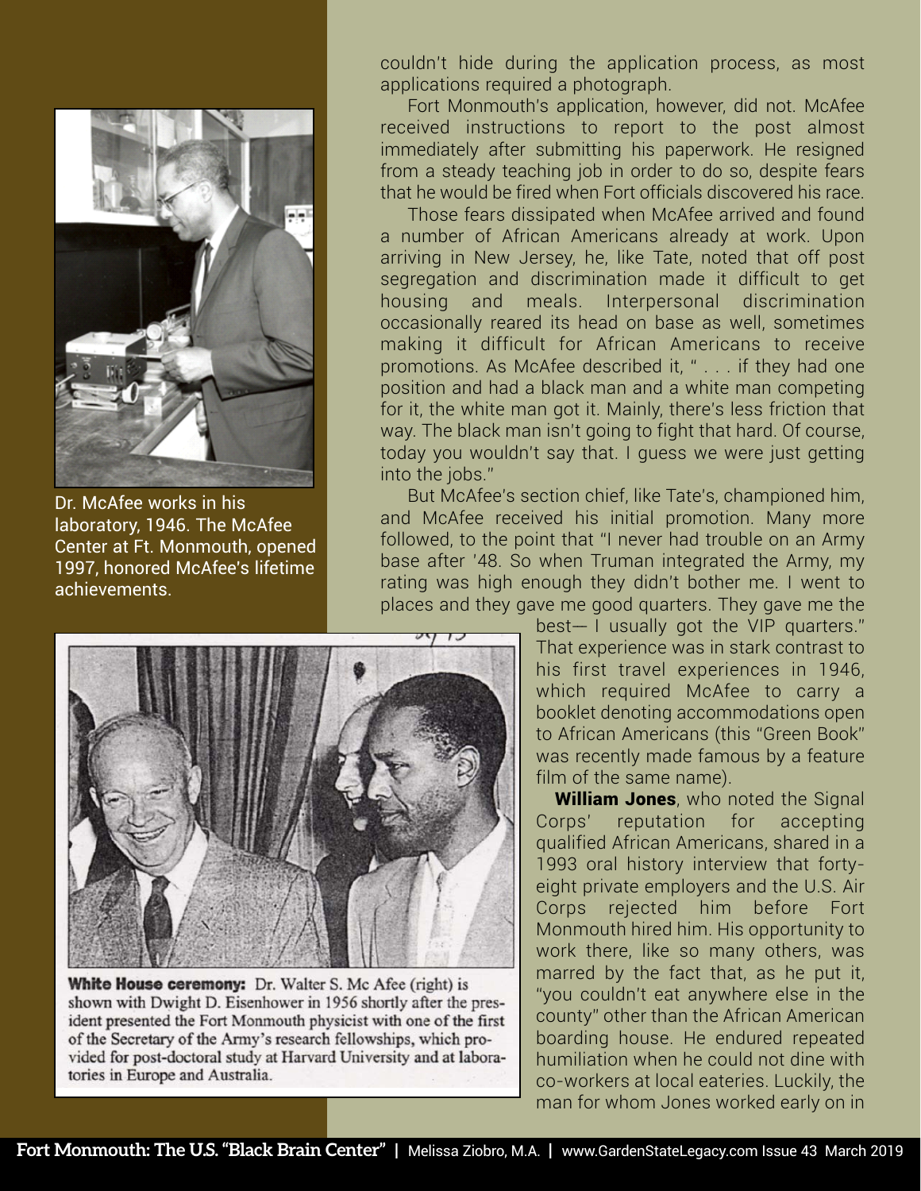Dr. McAfee works in his laboratory, 1946. The McAfee Center at Ft. Monmouth, opened 1997, honored McAfee's lifetime achievements.

**White House ceremony:** Dr. Walter S. Mc Afee (right) is shown with Dwight D. Eisenhower in 1956 shortly after the president presented the Fort Monmouth physicist with one of the first of the Secretary of the Army's research fellowships, which provided for post-doctoral study at Harvard University and at laboratories in Europe and Australia.

couldn't hide during the application process, as most applications required a photograph.

Fort Monmouth's application, however, did not. McAfee received instructions to report to the post almost immediately after submitting his paperwork. He resigned from a steady teaching job in order to do so, despite fears that he would be fired when Fort officials discovered his race.

Those fears dissipated when McAfee arrived and found a number of African Americans already at work. Upon arriving in New Jersey, he, like Tate, noted that off post segregation and discrimination made it difficult to get housing and meals. Interpersonal discrimination occasionally reared its head on base as well, sometimes making it difficult for African Americans to receive promotions. As McAfee described it, " . . . if they had one position and had a black man and a white man competing for it, the white man got it. Mainly, there's less friction that way. The black man isn't going to fight that hard. Of course, today you wouldn't say that. I guess we were just getting into the jobs."

But McAfee's section chief, like Tate's, championed him, and McAfee received his initial promotion. Many more followed, to the point that "I never had trouble on an Army base after '48. So when Truman integrated the Army, my rating was high enough they didn't bother me. I went to places and they gave me good quarters. They gave me the best— I usually got the VIP quarters." That experience was in stark contrast to his first travel experiences in 1946, which required McAfee to carry a booklet denoting accommodations open to African Americans (this "Green Book" was recently made famous by a feature film of the same name).

**William Jones**, who noted the Signal Corps' reputation for accepting qualified African Americans, shared in a 1993 oral history interview that forty-eight private employers and the U.S. Air Corps rejected him before Fort Monmouth hired him. His opportunity to work there, like so many others, was marred by the fact that, as he put it, "you couldn't eat anywhere else in the county" other than the African American boarding house. He endured repeated humiliation when he could not dine with co-workers at local eateries. Luckily, the man for whom Jones worked early on in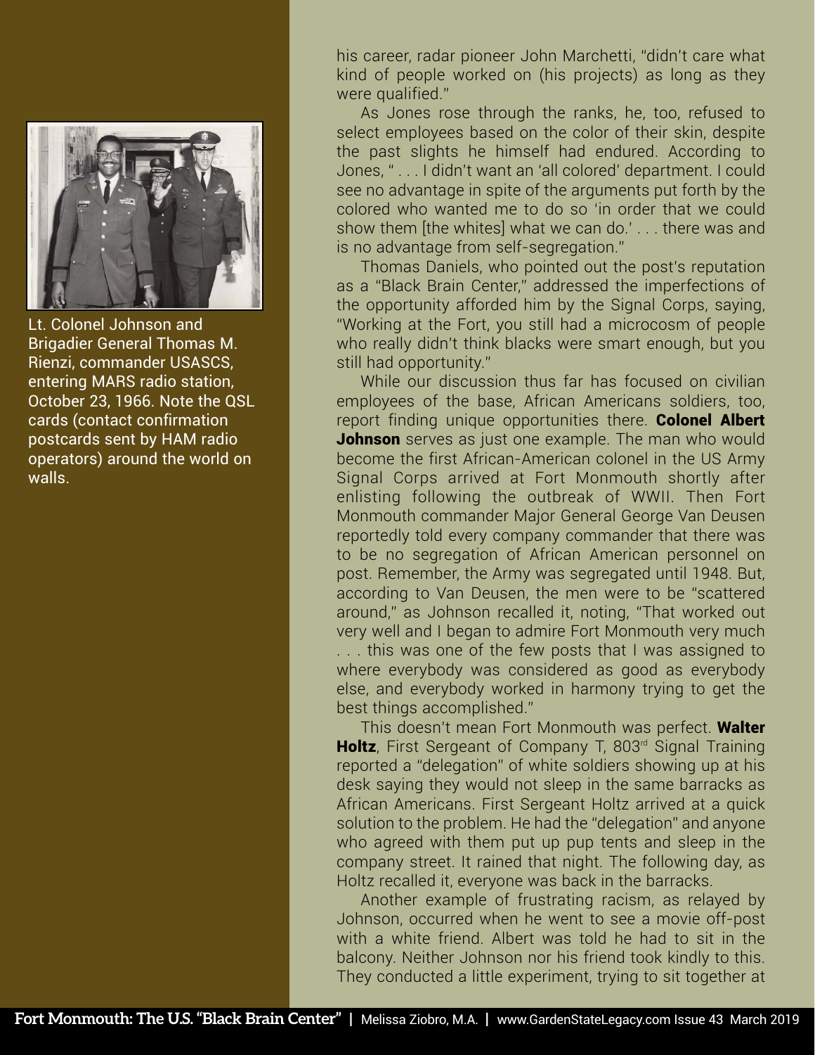Lt. Colonel Johnson and Brigadier General Thomas M. Rienzi, commander USASCS, entering MARS radio station, October 23, 1966. Note the QSL cards (contact confirmation postcards sent by HAM radio operators) around the world on walls.

his career, radar pioneer John Marchetti, "didn't care what kind of people worked on (his projects) as long as they were qualified."

As Jones rose through the ranks, he, too, refused to select employees based on the color of their skin, despite the past slights he himself had endured. According to Jones, " . . . I didn't want an 'all colored' department. I could see no advantage in spite of the arguments put forth by the colored who wanted me to do so 'in order that we could show them [the whites] what we can do.' . . . there was and is no advantage from self-segregation."

Thomas Daniels, who pointed out the post's reputation as a "Black Brain Center," addressed the imperfections of the opportunity afforded him by the Signal Corps, saying, "Working at the Fort, you still had a microcosm of people who really didn't think blacks were smart enough, but you still had opportunity."

While our discussion thus far has focused on civilian employees of the base, African Americans soldiers, too, report finding unique opportunities there. **Colonel Albert Johnson** serves as just one example. The man who would become the first African-American colonel in the US Army Signal Corps arrived at Fort Monmouth shortly after enlisting following the outbreak of WWII. Then Fort Monmouth commander Major General George Van Deusen reportedly told every company commander that there was to be no segregation of African American personnel on post. Remember, the Army was segregated until 1948. But, according to Van Deusen, the men were to be "scattered around," as Johnson recalled it, noting, "That worked out very well and I began to admire Fort Monmouth very much . . . this was one of the few posts that I was assigned to where everybody was considered as good as everybody else, and everybody worked in harmony trying to get the best things accomplished."

This doesn't mean Fort Monmouth was perfect. **Walter Holtz**, First Sergeant of Company T, 803rd Signal Training reported a "delegation" of white soldiers showing up at his desk saying they would not sleep in the same barracks as African Americans. First Sergeant Holtz arrived at a quick solution to the problem. He had the "delegation" and anyone who agreed with them put up pup tents and sleep in the company street. It rained that night. The following day, as Holtz recalled it, everyone was back in the barracks.

Another example of frustrating racism, as relayed by Johnson, occurred when he went to see a movie off-post with a white friend. Albert was told he had to sit in the balcony. Neither Johnson nor his friend took kindly to this. They conducted a little experiment, trying to sit together at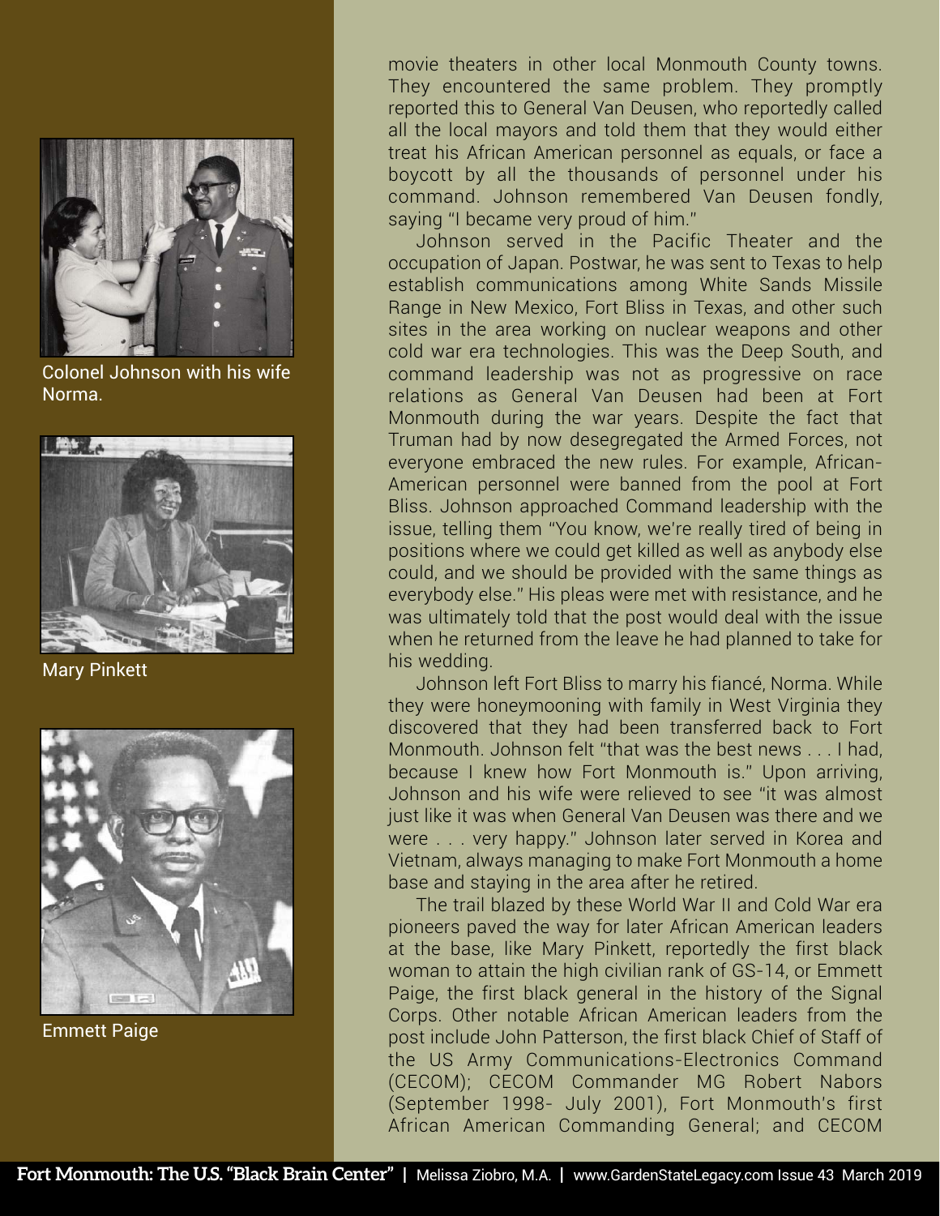Colonel Johnson with his wife Norma.

Mary Pinkett

Emmett Paige

movie theaters in other local Monmouth County towns. They encountered the same problem. They promptly reported this to General Van Deusen, who reportedly called all the local mayors and told them that they would either treat his African American personnel as equals, or face a boycott by all the thousands of personnel under his command. Johnson remembered Van Deusen fondly, saying "I became very proud of him."

Johnson served in the Pacific Theater and the occupation of Japan. Postwar, he was sent to Texas to help establish communications among White Sands Missile Range in New Mexico, Fort Bliss in Texas, and other such sites in the area working on nuclear weapons and other cold war era technologies. This was the Deep South, and command leadership was not as progressive on race relations as General Van Deusen had been at Fort Monmouth during the war years. Despite the fact that Truman had by now desegregated the Armed Forces, not everyone embraced the new rules. For example, African-American personnel were banned from the pool at Fort Bliss. Johnson approached Command leadership with the issue, telling them "You know, we're really tired of being in positions where we could get killed as well as anybody else could, and we should be provided with the same things as everybody else." His pleas were met with resistance, and he was ultimately told that the post would deal with the issue when he returned from the leave he had planned to take for his wedding.

Johnson left Fort Bliss to marry his fiancé, Norma. While they were honeymooning with family in West Virginia they discovered that they had been transferred back to Fort Monmouth. Johnson felt "that was the best news . . . I had, because I knew how Fort Monmouth is." Upon arriving, Johnson and his wife were relieved to see "it was almost just like it was when General Van Deusen was there and we were . . . very happy." Johnson later served in Korea and Vietnam, always managing to make Fort Monmouth a home base and staying in the area after he retired.

The trail blazed by these World War II and Cold War era pioneers paved the way for later African American leaders at the base, like Mary Pinkett, reportedly the first black woman to attain the high civilian rank of GS-14, or Emmett Paige, the first black general in the history of the Signal Corps. Other notable African American leaders from the post include John Patterson, the first black Chief of Staff of the US Army Communications-Electronics Command (CECOM); CECOM Commander MG Robert Nabors (September 1998- July 2001), Fort Monmouth's first African American Commanding General; and CECOM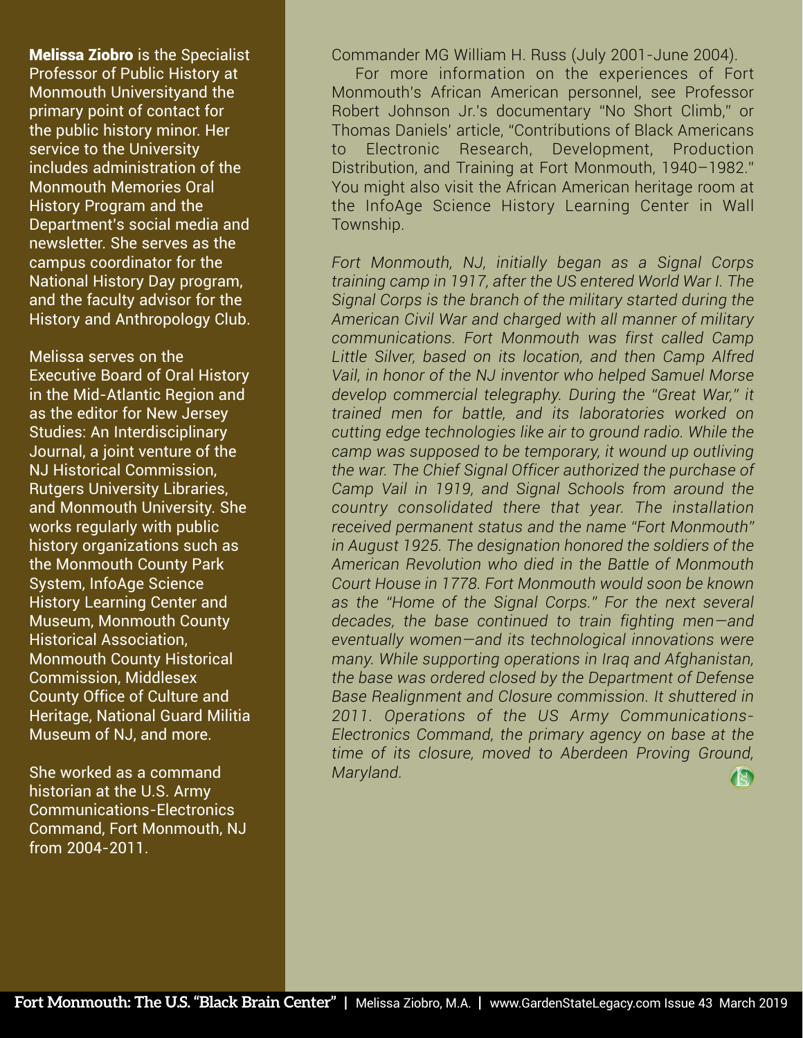**Melissa Ziobro** is the Specialist Professor of Public History at Monmouth Universityand the primary point of contact for the public history minor. Her service to the University includes administration of the Monmouth Memories Oral History Program and the Department's social media and newsletter. She serves as the campus coordinator for the National History Day program, and the faculty advisor for the History and Anthropology Club.

Melissa serves on the Executive Board of Oral History in the Mid-Atlantic Region and as the editor for New Jersey Studies: An Interdisciplinary Journal, a joint venture of the NJ Historical Commission, Rutgers University Libraries, and Monmouth University. She works regularly with public history organizations such as the Monmouth County Park System, InfoAge Science History Learning Center and Museum, Monmouth County Historical Association, Monmouth County Historical Commission, Middlesex County Office of Culture and Heritage, National Guard Militia Museum of NJ, and more.

She worked as a command historian at the U.S. Army Communications-Electronics Command, Fort Monmouth, NJ from 2004-2011.

Commander MG William H. Russ (July 2001-June 2004).

For more information on the experiences of Fort Monmouth's African American personnel, see Professor Robert Johnson Jr.'s documentary "No Short Climb," or Thomas Daniels' article, "Contributions of Black Americans to Electronic Research, Development, Production Distribution, and Training at Fort Monmouth, 1940–1982." You might also visit the African American heritage room at the InfoAge Science History Learning Center in Wall Township.

*Fort Monmouth, NJ, initially began as a Signal Corps training camp in 1917, after the US entered World War I. The Signal Corps is the branch of the military started during the American Civil War and charged with all manner of military communications. Fort Monmouth was first called Camp Little Silver, based on its location, and then Camp Alfred Vail, in honor of the NJ inventor who helped Samuel Morse develop commercial telegraphy. During the "Great War," it trained men for battle, and its laboratories worked on cutting edge technologies like air to ground radio. While the camp was supposed to be temporary, it wound up outliving the war. The Chief Signal Officer authorized the purchase of Camp Vail in 1919, and Signal Schools from around the country consolidated there that year. The installation received permanent status and the name "Fort Monmouth" in August 1925. The designation honored the soldiers of the American Revolution who died in the Battle of Monmouth Court House in 1778. Fort Monmouth would soon be known as the "Home of the Signal Corps." For the next several decades, the base continued to train fighting men—and eventually women—and its technological innovations were many. While supporting operations in Iraq and Afghanistan, the base was ordered closed by the Department of Defense Base Realignment and Closure commission. It shuttered in 2011. Operations of the US Army Communications-Electronics Command, the primary agency on base at the time of its closure, moved to Aberdeen Proving Ground, Maryland.*